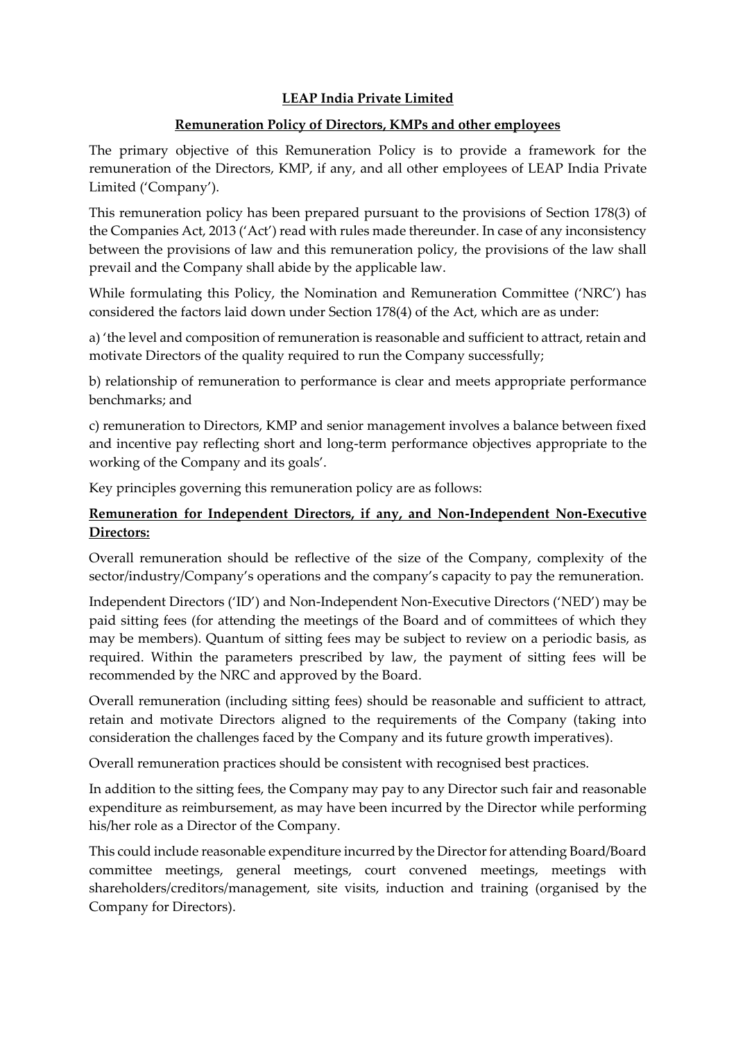# LEAP India Private Limited

## Remuneration Policy of Directors, KMPs and other employees

The primary objective of this Remuneration Policy is to provide a framework for the remuneration of the Directors, KMP, if any, and all other employees of LEAP India Private Limited ('Company').

This remuneration policy has been prepared pursuant to the provisions of Section 178(3) of the Companies Act, 2013 ('Act') read with rules made thereunder. In case of any inconsistency between the provisions of law and this remuneration policy, the provisions of the law shall prevail and the Company shall abide by the applicable law.

While formulating this Policy, the Nomination and Remuneration Committee ('NRC') has considered the factors laid down under Section 178(4) of the Act, which are as under:

a) 'the level and composition of remuneration is reasonable and sufficient to attract, retain and motivate Directors of the quality required to run the Company successfully;

b) relationship of remuneration to performance is clear and meets appropriate performance benchmarks; and

c) remuneration to Directors, KMP and senior management involves a balance between fixed and incentive pay reflecting short and long-term performance objectives appropriate to the working of the Company and its goals'.

Key principles governing this remuneration policy are as follows:

### Remuneration for Independent Directors, if any, and Non-Independent Non-Executive Directors:

Overall remuneration should be reflective of the size of the Company, complexity of the sector/industry/Company's operations and the company's capacity to pay the remuneration.

Independent Directors ('ID') and Non-Independent Non-Executive Directors ('NED') may be paid sitting fees (for attending the meetings of the Board and of committees of which they may be members). Quantum of sitting fees may be subject to review on a periodic basis, as required. Within the parameters prescribed by law, the payment of sitting fees will be recommended by the NRC and approved by the Board.

Overall remuneration (including sitting fees) should be reasonable and sufficient to attract, retain and motivate Directors aligned to the requirements of the Company (taking into consideration the challenges faced by the Company and its future growth imperatives).

Overall remuneration practices should be consistent with recognised best practices.

In addition to the sitting fees, the Company may pay to any Director such fair and reasonable expenditure as reimbursement, as may have been incurred by the Director while performing his/her role as a Director of the Company.

This could include reasonable expenditure incurred by the Director for attending Board/Board committee meetings, general meetings, court convened meetings, meetings with shareholders/creditors/management, site visits, induction and training (organised by the Company for Directors).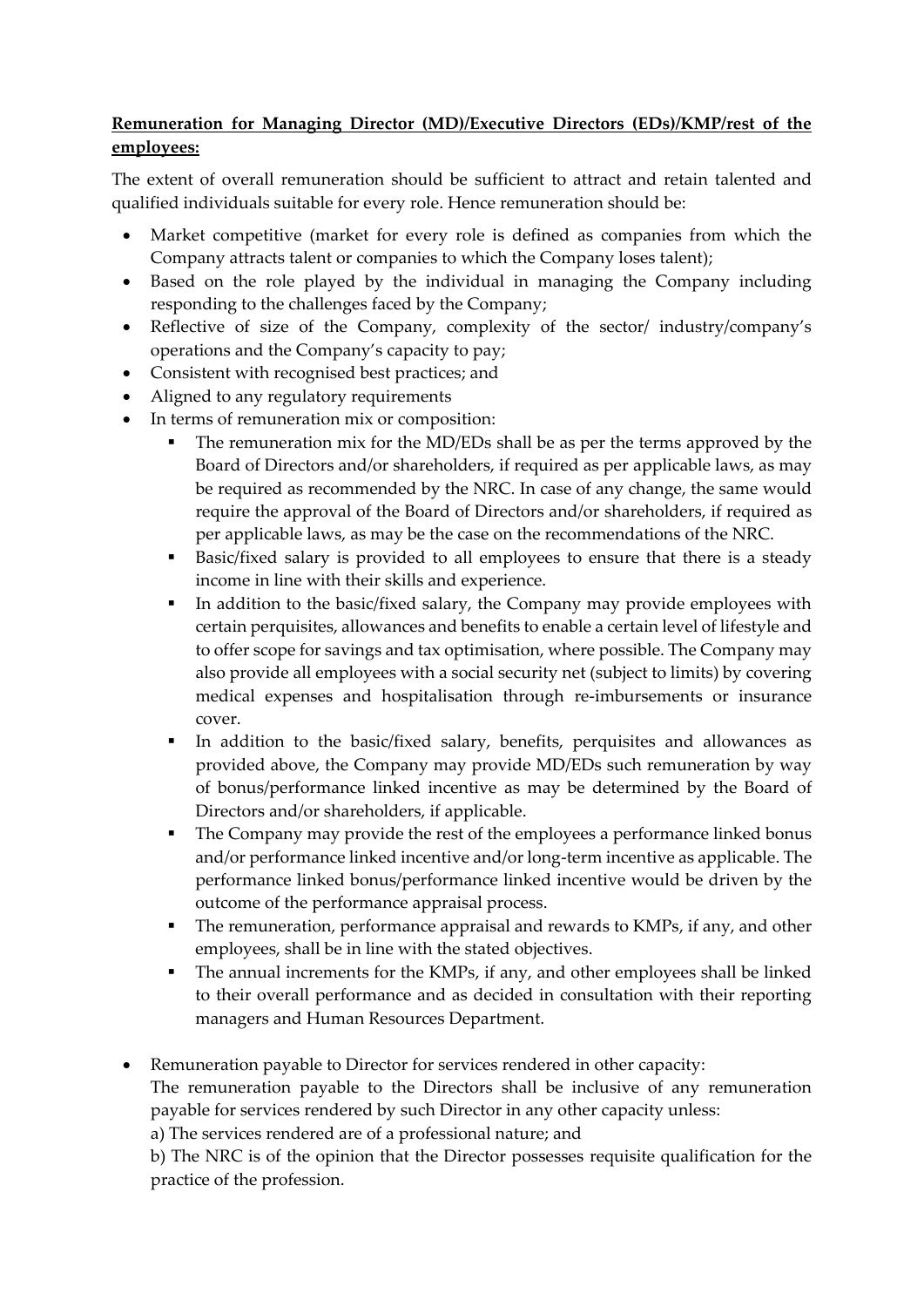**Remuneration for Managing Director (MD)/Executive Directors (EDs)/KMP/rest of the employees:**

The extent of overall remuneration should be sufficient to attract and retain talented and qualified individuals suitable for every role. Hence remuneration should be:

- Market competitive (market for every role is defined as companies from which the Company attracts talent or companies to which the Company loses talent);
- Based on the role played by the individual in managing the Company including responding to the challenges faced by the Company;
- Reflective of size of the Company, complexity of the sector/ industry/company's operations and the Company's capacity to pay;
- Consistent with recognised best practices; and
- Aligned to any regulatory requirements
- In terms of remuneration mix or composition:
    - The remuneration mix for the MD/EDs shall be as per the terms approved by the Board of Directors and/or shareholders, if required as per applicable laws, as may be required as recommended by the NRC. In case of any change, the same would require the approval of the Board of Directors and/or shareholders, if required as per applicable laws, as may be the case on the recommendations of the NRC.
    - Basic/fixed salary is provided to all employees to ensure that there is a steady income in line with their skills and experience.
    - In addition to the basic/fixed salary, the Company may provide employees with certain perquisites, allowances and benefits to enable a certain level of lifestyle and to offer scope for savings and tax optimisation, where possible. The Company may also provide all employees with a social security net (subject to limits) by covering medical expenses and hospitalisation through re-imbursements or insurance cover.
    - In addition to the basic/fixed salary, benefits, perquisites and allowances as provided above, the Company may provide MD/EDs such remuneration by way of bonus/performance linked incentive as may be determined by the Board of Directors and/or shareholders, if applicable.
    - The Company may provide the rest of the employees a performance linked bonus and/or performance linked incentive and/or long-term incentive as applicable. The performance linked bonus/performance linked incentive would be driven by the outcome of the performance appraisal process.
    - The remuneration, performance appraisal and rewards to KMPs, if any, and other employees, shall be in line with the stated objectives.
    - The annual increments for the KMPs, if any, and other employees shall be linked to their overall performance and as decided in consultation with their reporting managers and Human Resources Department.

- Remuneration payable to Director for services rendered in other capacity:

  The remuneration payable to the Directors shall be inclusive of any remuneration payable for services rendered by such Director in any other capacity unless:

  a) The services rendered are of a professional nature; and

  b) The NRC is of the opinion that the Director possesses requisite qualification for the practice of the profession.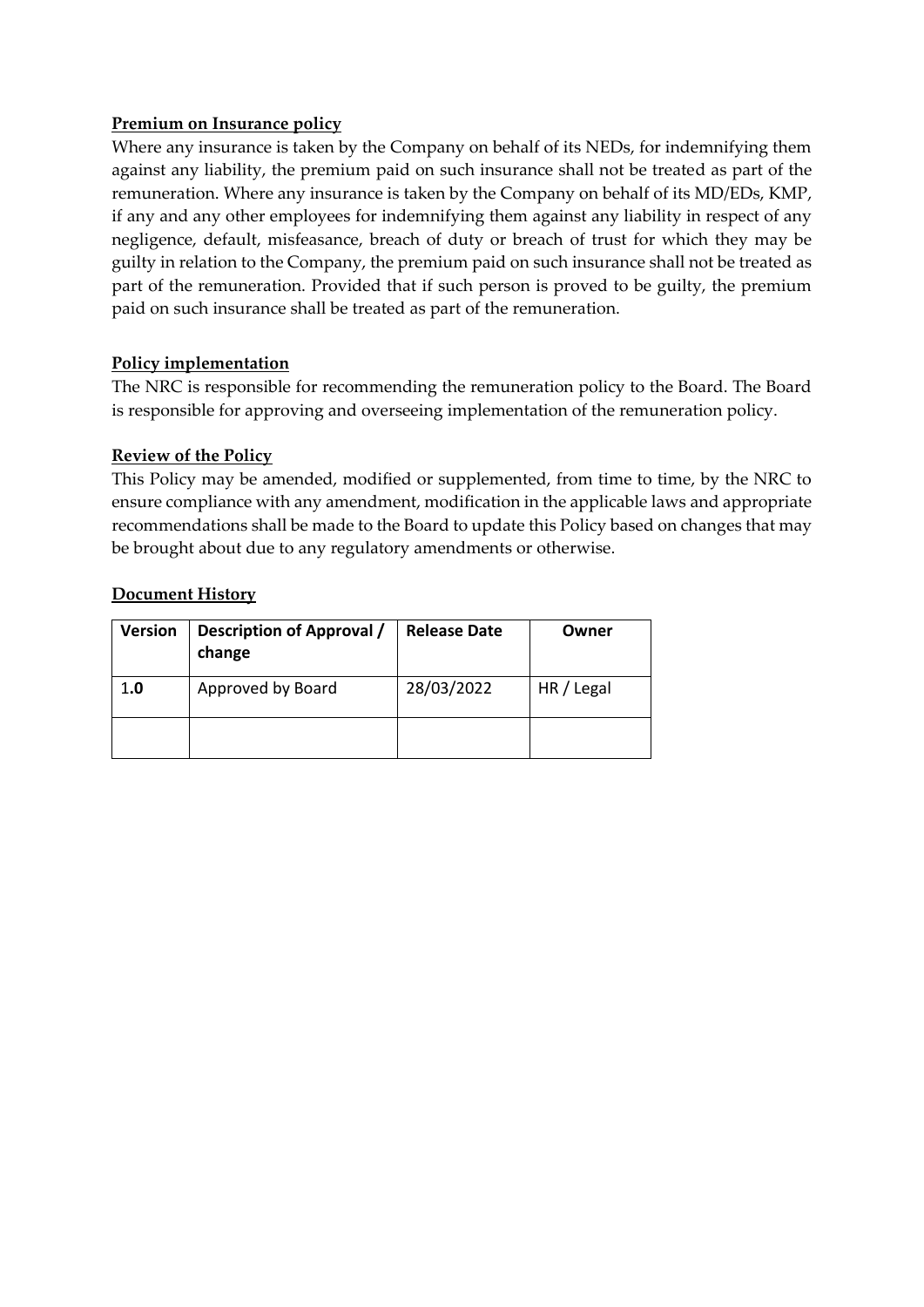**Premium on Insurance policy**

Where any insurance is taken by the Company on behalf of its NEDs, for indemnifying them against any liability, the premium paid on such insurance shall not be treated as part of the remuneration. Where any insurance is taken by the Company on behalf of its MD/EDs, KMP, if any and any other employees for indemnifying them against any liability in respect of any negligence, default, misfeasance, breach of duty or breach of trust for which they may be guilty in relation to the Company, the premium paid on such insurance shall not be treated as part of the remuneration. Provided that if such person is proved to be guilty, the premium paid on such insurance shall be treated as part of the remuneration.

**Policy implementation**

The NRC is responsible for recommending the remuneration policy to the Board. The Board is responsible for approving and overseeing implementation of the remuneration policy.

**Review of the Policy**

This Policy may be amended, modified or supplemented, from time to time, by the NRC to ensure compliance with any amendment, modification in the applicable laws and appropriate recommendations shall be made to the Board to update this Policy based on changes that may be brought about due to any regulatory amendments or otherwise.

**Document History**

| Version | Description of Approval / change | Release Date | Owner |
|---|---|---|---|
| 1.0 | Approved by Board | 28/03/2022 | HR / Legal |
| | | | |